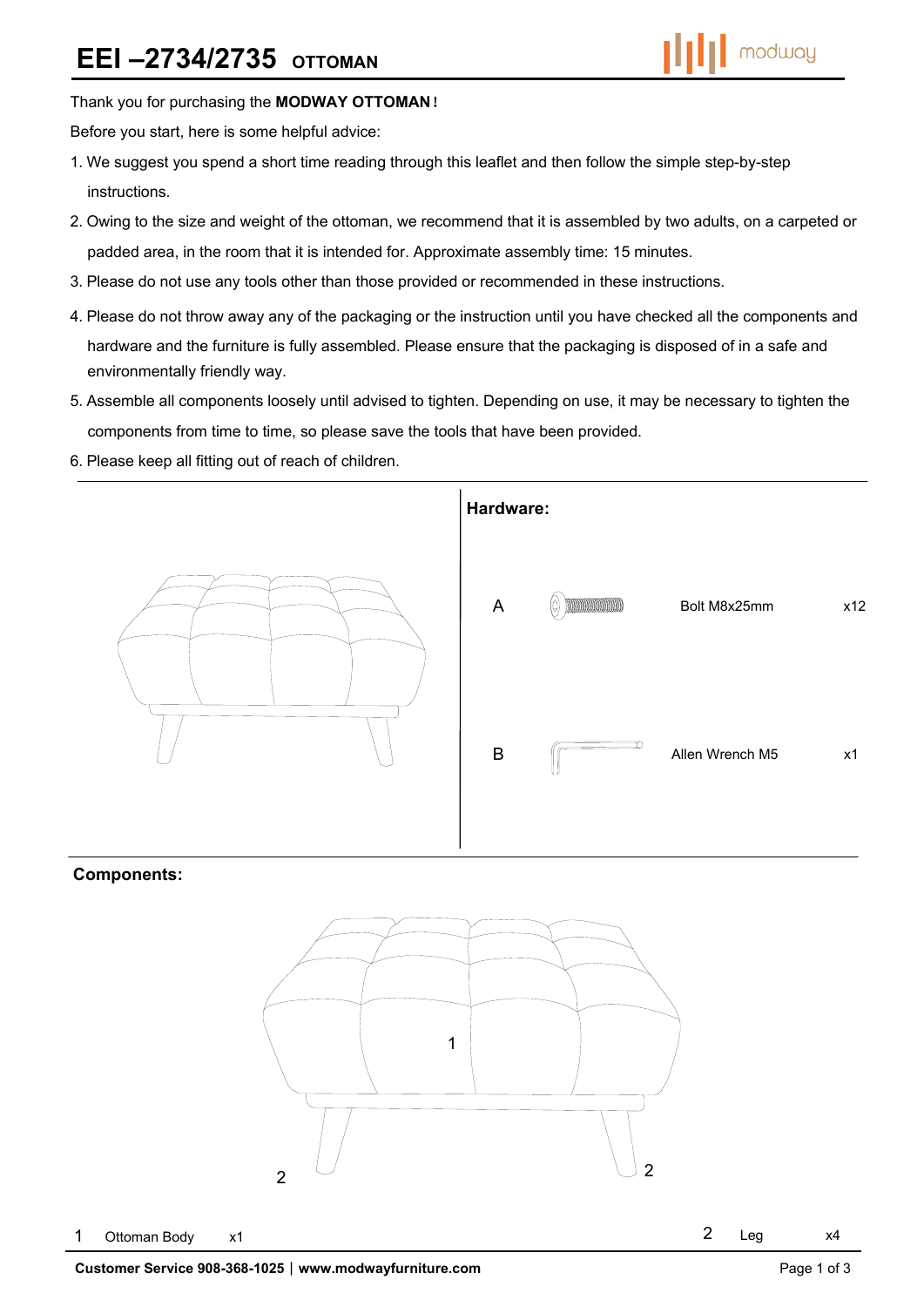# EEI –2734/2735 OTTOMAN

Thank you for purchasing the **MODWAY OTTOMAN!**

Before you start, here is some helpful advice:

1. We suggest you spend a short time reading through this leaflet and then follow the simple step-by-step instructions.
2. Owing to the size and weight of the ottoman, we recommend that it is assembled by two adults, on a carpeted or padded area, in the room that it is intended for. Approximate assembly time: 15 minutes.
3. Please do not use any tools other than those provided or recommended in these instructions.
4. Please do not throw away any of the packaging or the instruction until you have checked all the components and hardware and the furniture is fully assembled. Please ensure that the packaging is disposed of in a safe and environmentally friendly way.
5. Assemble all components loosely until advised to tighten. Depending on use, it may be necessary to tighten the components from time to time, so please save the tools that have been provided.
6. Please keep all fitting out of reach of children.

**Hardware:**

| | Description | Qty |
|---|---|---|
| A | Bolt M8x25mm | x12 |
| B | Allen Wrench M5 | x1 |

**Components:**

| | Description | Qty |
|---|---|---|
| 1 | Ottoman Body | x1 |
| 2 | Leg | x4 |

**Customer Service 908-368-1025 | www.modwayfurniture.com**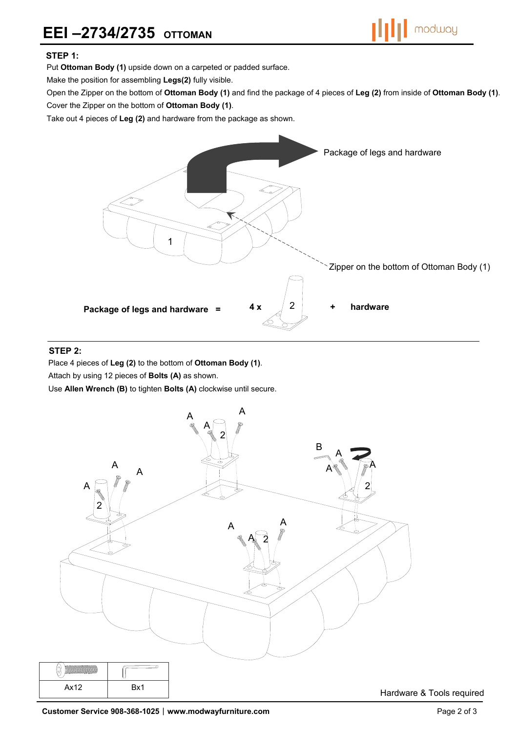# EEI –2734/2735 OTTOMAN

**STEP 1:**

Put **Ottoman Body (1)** upside down on a carpeted or padded surface.

Make the position for assembling **Legs(2)** fully visible.

Open the Zipper on the bottom of **Ottoman Body (1)** and find the package of 4 pieces of **Leg (2)** from inside of **Ottoman Body (1)**.

Cover the Zipper on the bottom of **Ottoman Body (1)**.

Take out 4 pieces of **Leg (2)** and hardware from the package as shown.

Package of legs and hardware

1

Zipper on the bottom of Ottoman Body (1)

**Package of legs and hardware =** **4 x** 2 **+** **hardware**

**STEP 2:**

Place 4 pieces of **Leg (2)** to the bottom of **Ottoman Body (1)**.

Attach by using 12 pieces of **Bolts (A)** as shown.

Use **Allen Wrench (B)** to tighten **Bolts (A)** clockwise until secure.

| | |
|---|---|
| Ax12 | Bx1 |

Hardware & Tools required

**Customer Service 908-368-1025** | **www.modwayfurniture.com**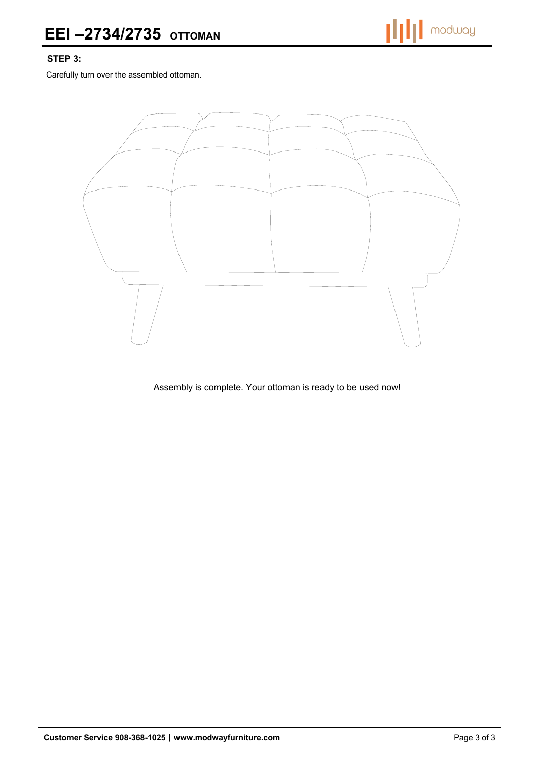# EEI –2734/2735 OTTOMAN

**STEP 3:**

Carefully turn over the assembled ottoman.

Assembly is complete. Your ottoman is ready to be used now!

**Customer Service 908-368-1025 | www.modwayfurniture.com**